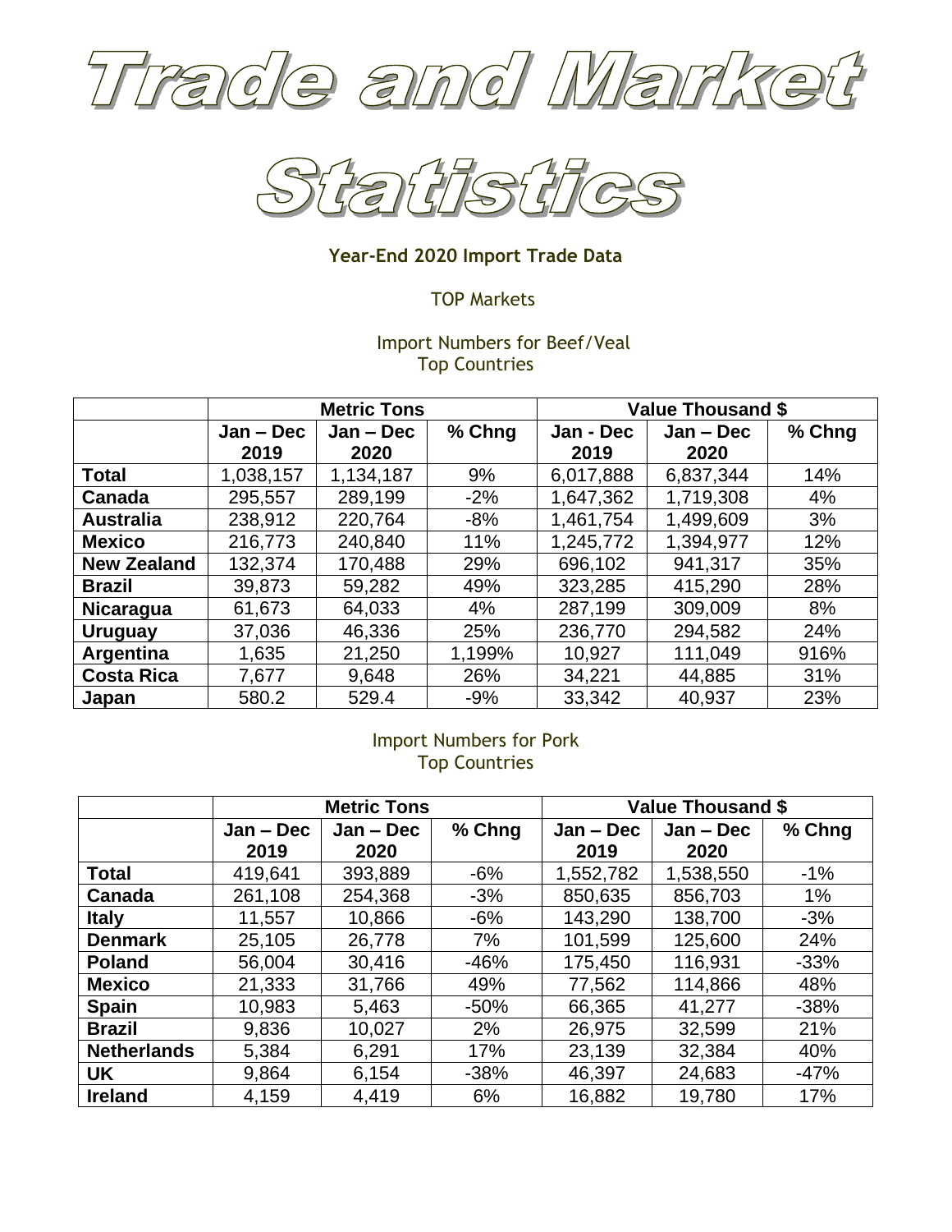# Trade and Market Statistics

**Year-End 2020 Import Trade Data**

TOP Markets

Import Numbers for Beef/Veal
Top Countries

| | Metric Tons | | | Value Thousand $ | | |
|---|---|---|---|---|---|---|
| | Jan – Dec 2019 | Jan – Dec 2020 | % Chng | Jan - Dec 2019 | Jan – Dec 2020 | % Chng |
| **Total** | 1,038,157 | 1,134,187 | 9% | 6,017,888 | 6,837,344 | 14% |
| **Canada** | 295,557 | 289,199 | -2% | 1,647,362 | 1,719,308 | 4% |
| **Australia** | 238,912 | 220,764 | -8% | 1,461,754 | 1,499,609 | 3% |
| **Mexico** | 216,773 | 240,840 | 11% | 1,245,772 | 1,394,977 | 12% |
| **New Zealand** | 132,374 | 170,488 | 29% | 696,102 | 941,317 | 35% |
| **Brazil** | 39,873 | 59,282 | 49% | 323,285 | 415,290 | 28% |
| **Nicaragua** | 61,673 | 64,033 | 4% | 287,199 | 309,009 | 8% |
| **Uruguay** | 37,036 | 46,336 | 25% | 236,770 | 294,582 | 24% |
| **Argentina** | 1,635 | 21,250 | 1,199% | 10,927 | 111,049 | 916% |
| **Costa Rica** | 7,677 | 9,648 | 26% | 34,221 | 44,885 | 31% |
| **Japan** | 580.2 | 529.4 | -9% | 33,342 | 40,937 | 23% |

Import Numbers for Pork
Top Countries

| | Metric Tons | | | Value Thousand $ | | |
|---|---|---|---|---|---|---|
| | Jan – Dec 2019 | Jan – Dec 2020 | % Chng | Jan – Dec 2019 | Jan – Dec 2020 | % Chng |
| **Total** | 419,641 | 393,889 | -6% | 1,552,782 | 1,538,550 | -1% |
| **Canada** | 261,108 | 254,368 | -3% | 850,635 | 856,703 | 1% |
| **Italy** | 11,557 | 10,866 | -6% | 143,290 | 138,700 | -3% |
| **Denmark** | 25,105 | 26,778 | 7% | 101,599 | 125,600 | 24% |
| **Poland** | 56,004 | 30,416 | -46% | 175,450 | 116,931 | -33% |
| **Mexico** | 21,333 | 31,766 | 49% | 77,562 | 114,866 | 48% |
| **Spain** | 10,983 | 5,463 | -50% | 66,365 | 41,277 | -38% |
| **Brazil** | 9,836 | 10,027 | 2% | 26,975 | 32,599 | 21% |
| **Netherlands** | 5,384 | 6,291 | 17% | 23,139 | 32,384 | 40% |
| **UK** | 9,864 | 6,154 | -38% | 46,397 | 24,683 | -47% |
| **Ireland** | 4,159 | 4,419 | 6% | 16,882 | 19,780 | 17% |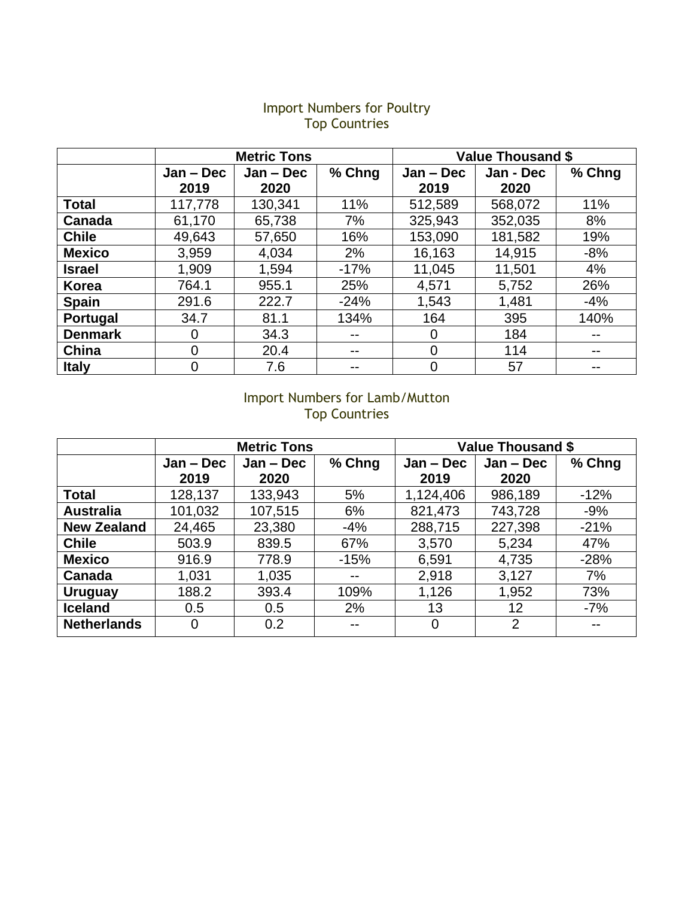Import Numbers for Poultry
Top Countries

| | Metric Tons | | | Value Thousand $ | | |
|---|---|---|---|---|---|---|
| | Jan – Dec 2019 | Jan – Dec 2020 | % Chng | Jan – Dec 2019 | Jan - Dec 2020 | % Chng |
| **Total** | 117,778 | 130,341 | 11% | 512,589 | 568,072 | 11% |
| **Canada** | 61,170 | 65,738 | 7% | 325,943 | 352,035 | 8% |
| **Chile** | 49,643 | 57,650 | 16% | 153,090 | 181,582 | 19% |
| **Mexico** | 3,959 | 4,034 | 2% | 16,163 | 14,915 | -8% |
| **Israel** | 1,909 | 1,594 | -17% | 11,045 | 11,501 | 4% |
| **Korea** | 764.1 | 955.1 | 25% | 4,571 | 5,752 | 26% |
| **Spain** | 291.6 | 222.7 | -24% | 1,543 | 1,481 | -4% |
| **Portugal** | 34.7 | 81.1 | 134% | 164 | 395 | 140% |
| **Denmark** | 0 | 34.3 | -- | 0 | 184 | -- |
| **China** | 0 | 20.4 | -- | 0 | 114 | -- |
| **Italy** | 0 | 7.6 | -- | 0 | 57 | -- |

Import Numbers for Lamb/Mutton
Top Countries

| | Metric Tons | | | Value Thousand $ | | |
|---|---|---|---|---|---|---|
| | Jan – Dec 2019 | Jan – Dec 2020 | % Chng | Jan – Dec 2019 | Jan – Dec 2020 | % Chng |
| **Total** | 128,137 | 133,943 | 5% | 1,124,406 | 986,189 | -12% |
| **Australia** | 101,032 | 107,515 | 6% | 821,473 | 743,728 | -9% |
| **New Zealand** | 24,465 | 23,380 | -4% | 288,715 | 227,398 | -21% |
| **Chile** | 503.9 | 839.5 | 67% | 3,570 | 5,234 | 47% |
| **Mexico** | 916.9 | 778.9 | -15% | 6,591 | 4,735 | -28% |
| **Canada** | 1,031 | 1,035 | -- | 2,918 | 3,127 | 7% |
| **Uruguay** | 188.2 | 393.4 | 109% | 1,126 | 1,952 | 73% |
| **Iceland** | 0.5 | 0.5 | 2% | 13 | 12 | -7% |
| **Netherlands** | 0 | 0.2 | -- | 0 | 2 | -- |